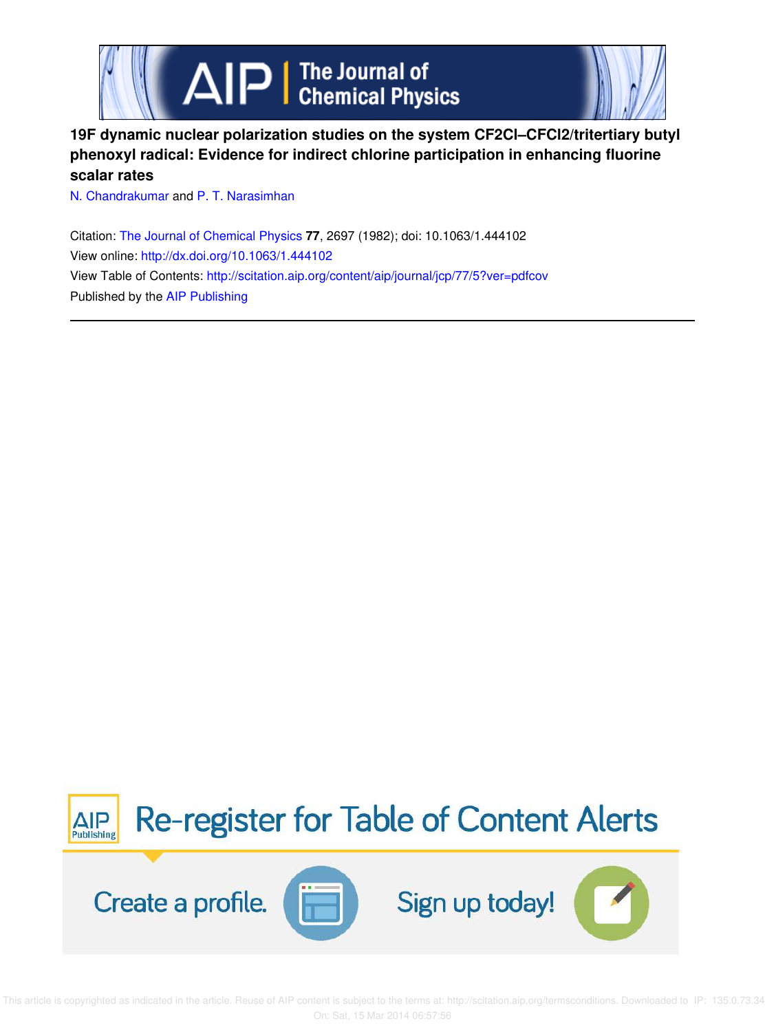# 19F dynamic nuclear polarization studies on the system CF2Cl–CFCl2/tritertiary butyl phenoxyl radical: Evidence for indirect chlorine participation in enhancing fluorine scalar rates

N. Chandrakumar and P. T. Narasimhan

Citation: The Journal of Chemical Physics **77**, 2697 (1982); doi: 10.1063/1.444102

View online: http://dx.doi.org/10.1063/1.444102

View Table of Contents: http://scitation.aip.org/content/aip/journal/jcp/77/5?ver=pdfcov

Published by the AIP Publishing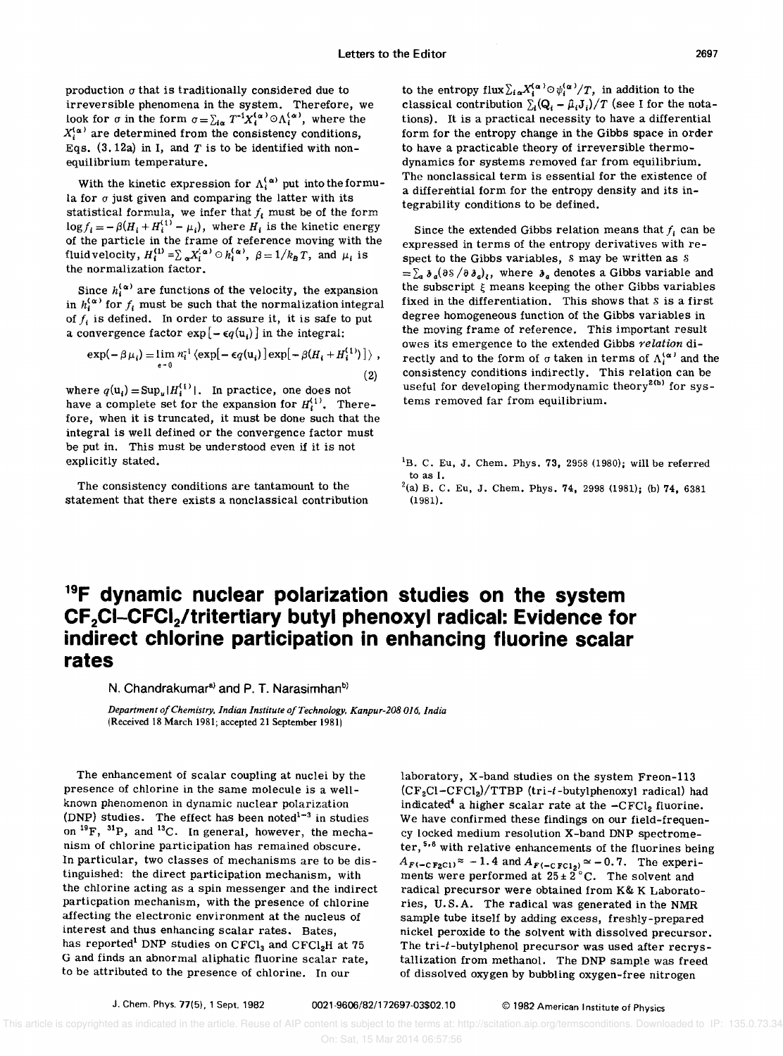production $\sigma$ that is traditionally considered due to irreversible phenomena in the system. Therefore, we look for $\sigma$ in the form $\sigma = \sum_{i\alpha} T^{-1} X_i^{(\alpha)} \odot \Lambda_i^{(\alpha)}$, where the $X_i^{(\alpha)}$ are determined from the consistency conditions, Eqs. (3.12a) in I, and $T$ is to be identified with non-equilibrium temperature.

With the kinetic expression for $\Lambda_i^{(\alpha)}$ put into the formula for $\sigma$ just given and comparing the latter with its statistical formula, we infer that $f_i$ must be of the form $\log f_i = -\beta(H_i + H_i^{(1)} - \mu_i)$, where $H_i$ is the kinetic energy of the particle in the frame of reference moving with the fluid velocity, $H_i^{(1)} = \sum_\alpha X_i^{(\alpha)} \odot h_i^{(\alpha)}$, $\beta = 1/k_B T$, and $\mu_i$ is the normalization factor.

Since $h_i^{(\alpha)}$ are functions of the velocity, the expansion in $h_i^{(\alpha)}$ for $f_i$ must be such that the normalization integral of $f_i$ is defined. In order to assure it, it is safe to put a convergence factor $\exp[-\epsilon q(\mathbf{u}_i)]$ in the integral:

$$\exp(-\beta\mu_i) = \lim_{\epsilon \to 0} n_i^{-1} \langle \exp[-\epsilon q(\mathbf{u}_i)] \exp[-\beta(H_i + H_i^{(1)})] \rangle , \tag{2}$$

where $q(\mathbf{u}_i) = \mathrm{Sup}_u |H_i^{(1)}|$. In practice, one does not have a complete set for the expansion for $H_i^{(1)}$. Therefore, when it is truncated, it must be done such that the integral is well defined or the convergence factor must be put in. This must be understood even if it is not explicitly stated.

The consistency conditions are tantamount to the statement that there exists a nonclassical contribution to the entropy flux $\sum_{i\alpha} X_i^{(\alpha)} \odot \psi_i^{(\alpha)}/T$, in addition to the classical contribution $\sum_i (\mathbf{Q}_i - \hat{\mu}_i \mathbf{J}_i)/T$ (see I for the notations). It is a practical necessity to have a differential form for the entropy change in the Gibbs space in order to have a practicable theory of irreversible thermodynamics for systems removed far from equilibrium. The nonclassical term is essential for the existence of a differential form for the entropy density and its integrability conditions to be defined.

Since the extended Gibbs relation means that $f_i$ can be expressed in terms of the entropy derivatives with respect to the Gibbs variables, $S$ may be written as $S = \sum_a \mathfrak{z}_a (\partial S/\partial \mathfrak{z}_a)_\xi$, where $\mathfrak{z}_a$ denotes a Gibbs variable and the subscript $\xi$ means keeping the other Gibbs variables fixed in the differentiation. This shows that $S$ is a first degree homogeneous function of the Gibbs variables in the moving frame of reference. This important result owes its emergence to the extended Gibbs *relation* directly and to the form of $\sigma$ taken in terms of $\Lambda_i^{(\alpha)}$ and the consistency conditions indirectly. This relation can be useful for developing thermodynamic theory[2(b)] for systems removed far from equilibrium.

[1]B. C. Eu, J. Chem. Phys. **73**, 2958 (1980); will be referred to as I.

[2](a) B. C. Eu, J. Chem. Phys. **74**, 2998 (1981); (b) **74**, 6381 (1981).

# $^{19}$F dynamic nuclear polarization studies on the system $CF_2Cl$–$CFCl_2$/tritertiary butyl phenoxyl radical: Evidence for indirect chlorine participation in enhancing fluorine scalar rates

N. Chandrakumar[a] and P. T. Narasimhan[b]

*Department of Chemistry, Indian Institute of Technology, Kanpur-208 016, India*
(Received 18 March 1981; accepted 21 September 1981)

The enhancement of scalar coupling at nuclei by the presence of chlorine in the same molecule is a well-known phenomenon in dynamic nuclear polarization (DNP) studies. The effect has been noted[1–3] in studies on $^{19}$F, $^{31}$P, and $^{13}$C. In general, however, the mechanism of chlorine participation has remained obscure. In particular, two classes of mechanisms are to be distinguished: the direct participation mechanism, with the chlorine acting as a spin messenger and the indirect particpation mechanism, with the presence of chlorine affecting the electronic environment at the nucleus of interest and thus enhancing scalar rates. Bates, has reported[1] DNP studies on $CFCl_3$ and $CFCl_2H$ at 75 G and finds an abnormal aliphatic fluorine scalar rate, to be attributed to the presence of chlorine. In our laboratory, X-band studies on the system Freon-113 ($CF_2Cl$–$CFCl_2$)/TTBP (tri-*t*-butylphenoxyl radical) had indicated[4] a higher scalar rate at the $-CFCl_2$ fluorine. We have confirmed these findings on our field-frequency locked medium resolution X-band DNP spectrometer,[5,6] with relative enhancements of the fluorines being $A_{F(-CF_2Cl)} \approx -1.4$ and $A_{F(-CFCl_2)} \simeq -0.7$. The experiments were performed at $25 \pm 2$ °C. The solvent and radical precursor were obtained from K& K Laboratories, U.S.A. The radical was generated in the NMR sample tube itself by adding excess, freshly-prepared nickel peroxide to the solvent with dissolved precursor. The tri-*t*-butylphenol precursor was used after recrystallization from methanol. The DNP sample was freed of dissolved oxygen by bubbling oxygen-free nitrogen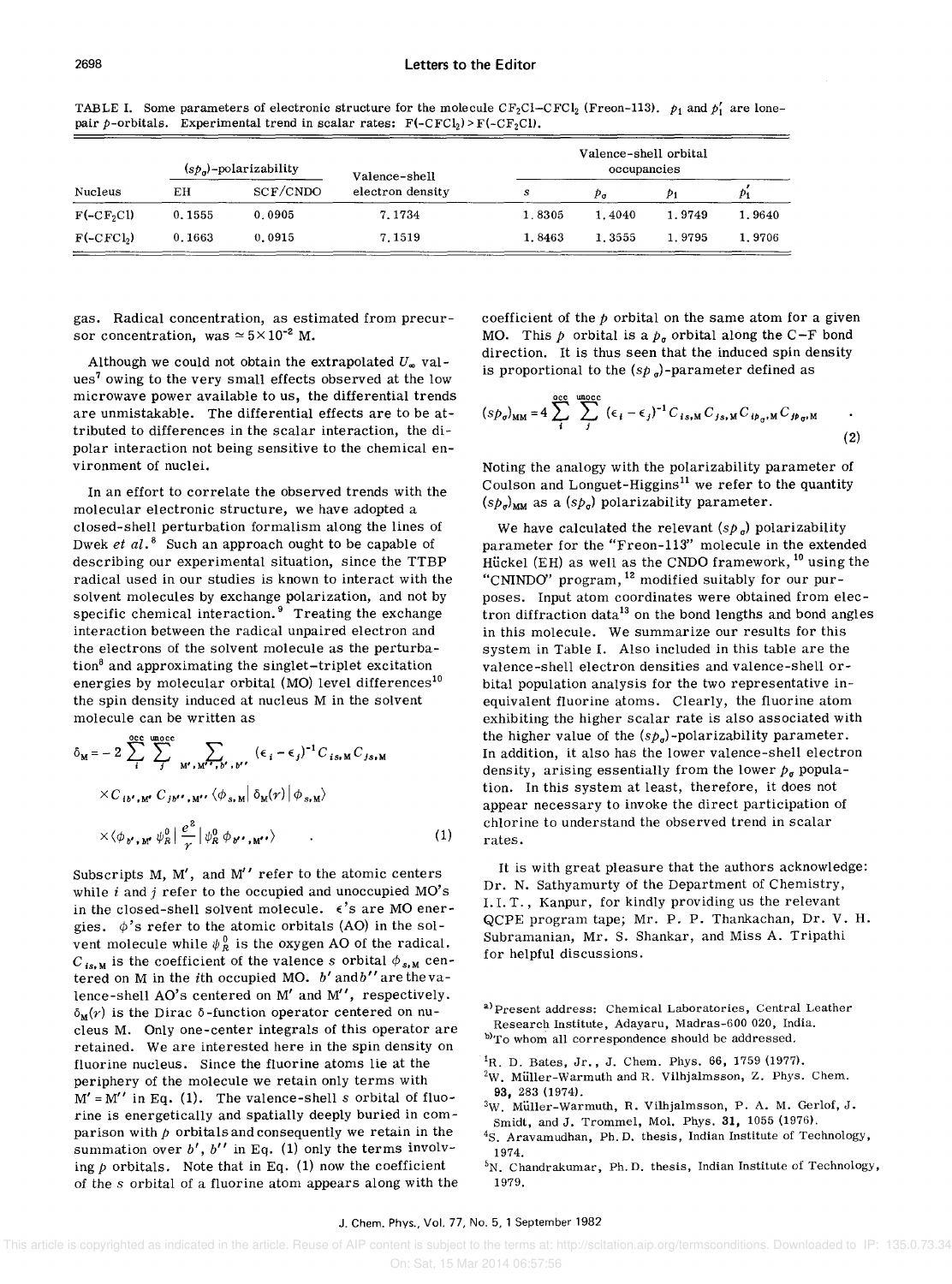TABLE I. Some parameters of electronic structure for the molecule $CF_2Cl-CFCl_2$ (Freon-113). $p_1$ and $p_1'$ are lone-pair $p$-orbitals. Experimental trend in scalar rates: $F(-CFCl_2) > F(-CF_2Cl)$.

| Nucleus | $(sp_\sigma)$-polarizability | | Valence-shell electron density | Valence-shell orbital occupancies | | | |
|---|---|---|---|---|---|---|---|
| | EH | SCF/CNDO | | $s$ | $p_\sigma$ | $p_1$ | $p_1'$ |
| $F(-CF_2Cl)$ | 0.1555 | 0.0905 | 7.1734 | 1.8305 | 1.4040 | 1.9749 | 1.9640 |
| $F(-CFCl_2)$ | 0.1663 | 0.0915 | 7.1519 | 1.8463 | 1.3555 | 1.9795 | 1.9706 |

gas. Radical concentration, as estimated from precursor concentration, was $\simeq 5\times 10^{-2}$ M.

Although we could not obtain the extrapolated $U_\infty$ values[7] owing to the very small effects observed at the low microwave power available to us, the differential trends are unmistakable. The differential effects are to be attributed to differences in the scalar interaction, the dipolar interaction not being sensitive to the chemical environment of nuclei.

In an effort to correlate the observed trends with the molecular electronic structure, we have adopted a closed-shell perturbation formalism along the lines of Dwek *et al.*[8] Such an approach ought to be capable of describing our experimental situation, since the TTBP radical used in our studies is known to interact with the solvent molecules by exchange polarization, and not by specific chemical interaction.[9] Treating the exchange interaction between the radical unpaired electron and the electrons of the solvent molecule as the perturbation[8] and approximating the singlet–triplet excitation energies by molecular orbital (MO) level differences[10] the spin density induced at nucleus M in the solvent molecule can be written as

$$\delta_M = -2\sum_i^{\text{occ}}\sum_j^{\text{unocc}}\sum_{M',M'',b',b''}(\epsilon_i-\epsilon_j)^{-1}C_{is,M}C_{js,M}\times C_{ib',M'}C_{jb'',M''}\langle\phi_{s,M}|\delta_M(r)|\phi_{s,M}\rangle\times\langle\phi_{b',M'}\psi_R^0|\frac{e^2}{r}|\psi_R^0\phi_{b'',M''}\rangle \qquad (1)$$

Subscripts M, M', and M'' refer to the atomic centers while $i$ and $j$ refer to the occupied and unoccupied MO's in the closed-shell solvent molecule. $\epsilon$'s are MO energies. $\phi$'s refer to the atomic orbitals (AO) in the solvent molecule while $\psi_R^0$ is the oxygen AO of the radical. $C_{is,M}$ is the coefficient of the valence $s$ orbital $\phi_{s,M}$ centered on M in the $i$th occupied MO. $b'$ and $b''$ are the valence-shell AO's centered on M' and M'', respectively. $\delta_M(r)$ is the Dirac $\delta$-function operator centered on nucleus M. Only one-center integrals of this operator are retained. We are interested here in the spin density on fluorine nucleus. Since the fluorine atoms lie at the periphery of the molecule we retain only terms with $M'=M''$ in Eq. (1). The valence-shell $s$ orbital of fluorine is energetically and spatially deeply buried in comparison with $p$ orbitals and consequently we retain in the summation over $b'$, $b''$ in Eq. (1) only the terms involving $p$ orbitals. Note that in Eq. (1) now the coefficient of the $s$ orbital of a fluorine atom appears along with the coefficient of the $p$ orbital on the same atom for a given MO. This $p$ orbital is a $p_\sigma$ orbital along the C–F bond direction. It is thus seen that the induced spin density is proportional to the $(sp_\sigma)$-parameter defined as

$$(sp_\sigma)_{MM} = 4\sum_i^{\text{occ}}\sum_j^{\text{unocc}}(\epsilon_i-\epsilon_j)^{-1}C_{is,M}C_{js,M}C_{ip_\sigma,M}C_{jp_\sigma,M} \quad . \qquad (2)$$

Noting the analogy with the polarizability parameter of Coulson and Longuet-Higgins[11] we refer to the quantity $(sp_\sigma)_{MM}$ as a $(sp_\sigma)$ polarizability parameter.

We have calculated the relevant $(sp_\sigma)$ polarizability parameter for the "Freon-113" molecule in the extended Hückel (EH) as well as the CNDO framework,[10] using the "CNINDO" program,[12] modified suitably for our purposes. Input atom coordinates were obtained from electron diffraction data[13] on the bond lengths and bond angles in this molecule. We summarize our results for this system in Table I. Also included in this table are the valence-shell electron densities and valence-shell orbital population analysis for the two representative inequivalent fluorine atoms. Clearly, the fluorine atom exhibiting the higher scalar rate is also associated with the higher value of the $(sp_\sigma)$-polarizability parameter. In addition, it also has the lower valence-shell electron density, arising essentially from the lower $p_\sigma$ population. In this system at least, therefore, it does not appear necessary to invoke the direct participation of chlorine to understand the observed trend in scalar rates.

It is with great pleasure that the authors acknowledge: Dr. N. Sathyamurty of the Department of Chemistry, I.I.T., Kanpur, for kindly providing us the relevant QCPE program tape; Mr. P. P. Thankachan, Dr. V. H. Subramanian, Mr. S. Shankar, and Miss A. Tripathi for helpful discussions.

[a] Present address: Chemical Laboratories, Central Leather Research Institute, Adayaru, Madras-600 020, India.

[b] To whom all correspondence should be addressed.

[1] R. D. Bates, Jr., J. Chem. Phys. 66, 1759 (1977).

[2] W. Müller-Warmuth and R. Vilhjalmsson, Z. Phys. Chem. 93, 283 (1974).

[3] W. Müller-Warmuth, R. Vilhjalmsson, P. A. M. Gerlof, J. Smidt, and J. Trommel, Mol. Phys. 31, 1055 (1976).

[4] S. Aravamudhan, Ph.D. thesis, Indian Institute of Technology, 1974.

[5] N. Chandrakumar, Ph.D. thesis, Indian Institute of Technology, 1979.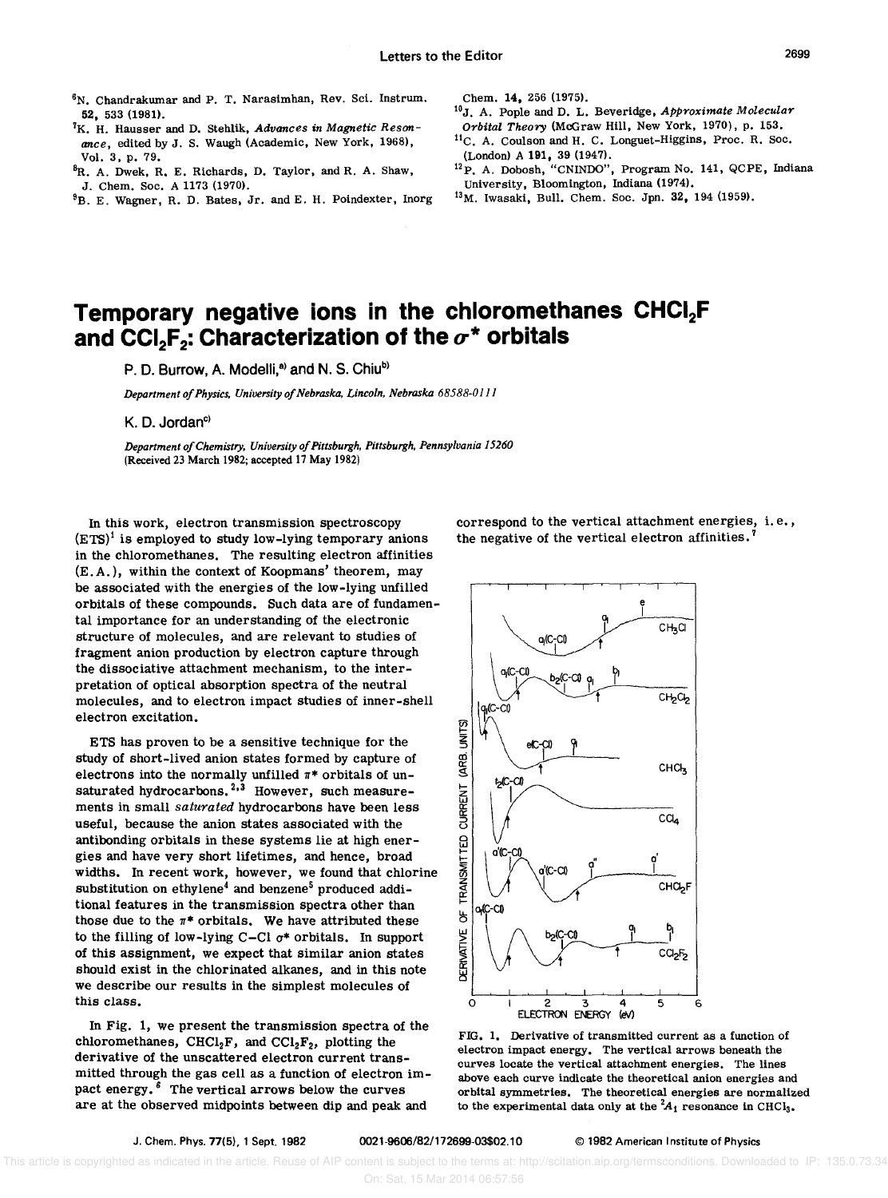[6]N. Chandrakumar and P. T. Narasimhan, Rev. Sci. Instrum. **52**, 533 (1981).

[7]K. H. Hausser and D. Stehlik, *Advances in Magnetic Resonance*, edited by J. S. Waugh (Academic, New York, 1968), Vol. 3, p. 79.

[8]R. A. Dwek, R. E. Richards, D. Taylor, and R. A. Shaw, J. Chem. Soc. A 1173 (1970).

[9]B. E. Wagner, R. D. Bates, Jr. and E. H. Poindexter, Inorg Chem. **14**, 256 (1975).

[10]J. A. Pople and D. L. Beveridge, *Approximate Molecular Orbital Theory* (McGraw Hill, New York, 1970), p. 153.

[11]C. A. Coulson and H. C. Longuet-Higgins, Proc. R. Soc. (London) A **191**, 39 (1947).

[12]P. A. Dobosh, "CNINDO", Program No. 141, QCPE, Indiana University, Bloomington, Indiana (1974).

[13]M. Iwasaki, Bull. Chem. Soc. Jpn. **32**, 194 (1959).

# Temporary negative ions in the chloromethanes $CHCl_2F$ and $CCl_2F_2$: Characterization of the $\sigma^*$ orbitals

P. D. Burrow, A. Modelli,[a] and N. S. Chiu[b]

*Department of Physics, University of Nebraska, Lincoln, Nebraska 68588-0111*

K. D. Jordan[c]

*Department of Chemistry, University of Pittsburgh, Pittsburgh, Pennsylvania 15260*
(Received 23 March 1982; accepted 17 May 1982)

In this work, electron transmission spectroscopy (ETS)[1] is employed to study low-lying temporary anions in the chloromethanes. The resulting electron affinities (E.A.), within the context of Koopmans' theorem, may be associated with the energies of the low-lying unfilled orbitals of these compounds. Such data are of fundamental importance for an understanding of the electronic structure of molecules, and are relevant to studies of fragment anion production by electron capture through the dissociative attachment mechanism, to the interpretation of optical absorption spectra of the neutral molecules, and to electron impact studies of inner-shell electron excitation.

ETS has proven to be a sensitive technique for the study of short-lived anion states formed by capture of electrons into the normally unfilled $\pi^*$ orbitals of unsaturated hydrocarbons.[2,3] However, such measurements in small *saturated* hydrocarbons have been less useful, because the anion states associated with the antibonding orbitals in these systems lie at high energies and have very short lifetimes, and hence, broad widths. In recent work, however, we found that chlorine substitution on ethylene[4] and benzene[5] produced additional features in the transmission spectra other than those due to the $\pi^*$ orbitals. We have attributed these to the filling of low-lying C–Cl $\sigma^*$ orbitals. In support of this assignment, we expect that similar anion states should exist in the chlorinated alkanes, and in this note we describe our results in the simplest molecules of this class.

In Fig. 1, we present the transmission spectra of the chloromethanes, $CHCl_2F$, and $CCl_2F_2$, plotting the derivative of the unscattered electron current transmitted through the gas cell as a function of electron impact energy.[6] The vertical arrows below the curves are at the observed midpoints between dip and peak and correspond to the vertical attachment energies, i.e., the negative of the vertical electron affinities.[7]

DERIVATIVE OF TRANSMITTED CURRENT (ARB. UNITS)
ELECTRON ENERGY (eV)
0 1 2 3 4 5 6
$CH_3Cl$: $a_1$(C-Cl), $a_1$, e
$CH_2Cl_2$: $a_1$(C-Cl), $b_2$(C-Cl), $a_1$, $b_1$
$CHCl_3$: $a_1$(C-Cl), e(C-Cl), $a_1$
$CCl_4$: $t_2$(C-Cl)
$CHCl_2F$: a′(C-Cl), a″(C-Cl), a″, a′
$CCl_2F_2$: $a_1$(C-Cl), $b_2$(C-Cl), $a_1$, $b_1$

FIG. 1. Derivative of transmitted current as a function of electron impact energy. The vertical arrows beneath the curves locate the vertical attachment energies. The lines above each curve indicate the theoretical anion energies and orbital symmetries. The theoretical energies are normalized to the experimental data only at the $^2A_1$ resonance in $CHCl_3$.